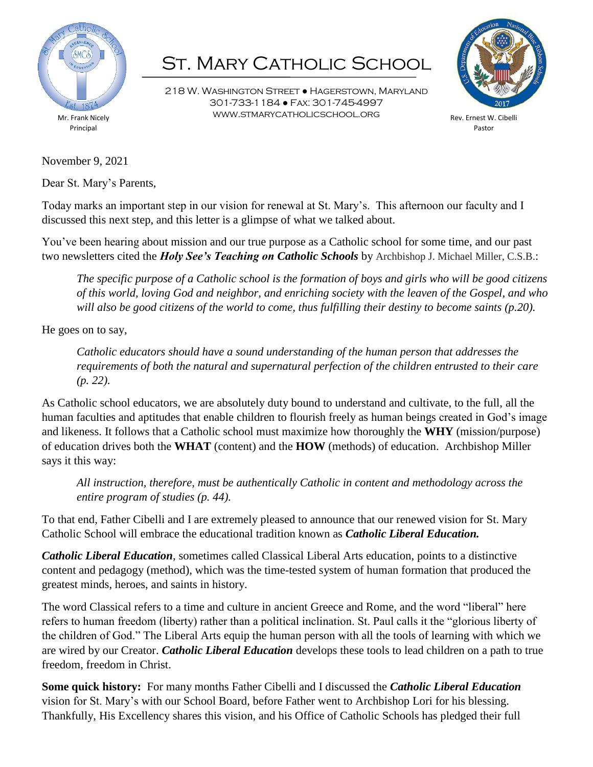# St. Mary Catholic School

218 W. Washington Street ● Hagerstown, Maryland
301-733-1184 ● Fax: 301-745-4997
www.stmarycatholicschool.org

Mr. Frank Nicely
Principal

Rev. Ernest W. Cibelli
Pastor

November 9, 2021

Dear St. Mary's Parents,

Today marks an important step in our vision for renewal at St. Mary's. This afternoon our faculty and I discussed this next step, and this letter is a glimpse of what we talked about.

You've been hearing about mission and our true purpose as a Catholic school for some time, and our past two newsletters cited the ***Holy See's Teaching on Catholic Schools*** by Archbishop J. Michael Miller, C.S.B.:

> *The specific purpose of a Catholic school is the formation of boys and girls who will be good citizens of this world, loving God and neighbor, and enriching society with the leaven of the Gospel, and who will also be good citizens of the world to come, thus fulfilling their destiny to become saints (p.20).*

He goes on to say,

> *Catholic educators should have a sound understanding of the human person that addresses the requirements of both the natural and supernatural perfection of the children entrusted to their care (p. 22).*

As Catholic school educators, we are absolutely duty bound to understand and cultivate, to the full, all the human faculties and aptitudes that enable children to flourish freely as human beings created in God's image and likeness. It follows that a Catholic school must maximize how thoroughly the **WHY** (mission/purpose) of education drives both the **WHAT** (content) and the **HOW** (methods) of education. Archbishop Miller says it this way:

> *All instruction, therefore, must be authentically Catholic in content and methodology across the entire program of studies (p. 44).*

To that end, Father Cibelli and I are extremely pleased to announce that our renewed vision for St. Mary Catholic School will embrace the educational tradition known as ***Catholic Liberal Education.***

***Catholic Liberal Education***, sometimes called Classical Liberal Arts education, points to a distinctive content and pedagogy (method), which was the time-tested system of human formation that produced the greatest minds, heroes, and saints in history.

The word Classical refers to a time and culture in ancient Greece and Rome, and the word "liberal" here refers to human freedom (liberty) rather than a political inclination. St. Paul calls it the "glorious liberty of the children of God." The Liberal Arts equip the human person with all the tools of learning with which we are wired by our Creator. ***Catholic Liberal Education*** develops these tools to lead children on a path to true freedom, freedom in Christ.

**Some quick history:** For many months Father Cibelli and I discussed the ***Catholic Liberal Education*** vision for St. Mary's with our School Board, before Father went to Archbishop Lori for his blessing. Thankfully, His Excellency shares this vision, and his Office of Catholic Schools has pledged their full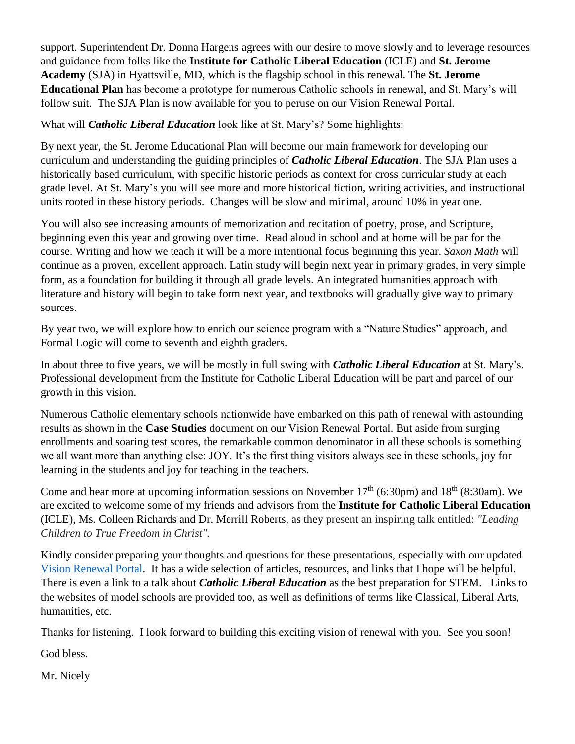support. Superintendent Dr. Donna Hargens agrees with our desire to move slowly and to leverage resources and guidance from folks like the **Institute for Catholic Liberal Education** (ICLE) and **St. Jerome Academy** (SJA) in Hyattsville, MD, which is the flagship school in this renewal. The **St. Jerome Educational Plan** has become a prototype for numerous Catholic schools in renewal, and St. Mary's will follow suit. The SJA Plan is now available for you to peruse on our Vision Renewal Portal.

What will ***Catholic Liberal Education*** look like at St. Mary's? Some highlights:

By next year, the St. Jerome Educational Plan will become our main framework for developing our curriculum and understanding the guiding principles of ***Catholic Liberal Education***. The SJA Plan uses a historically based curriculum, with specific historic periods as context for cross curricular study at each grade level. At St. Mary's you will see more and more historical fiction, writing activities, and instructional units rooted in these history periods. Changes will be slow and minimal, around 10% in year one.

You will also see increasing amounts of memorization and recitation of poetry, prose, and Scripture, beginning even this year and growing over time. Read aloud in school and at home will be par for the course. Writing and how we teach it will be a more intentional focus beginning this year. *Saxon Math* will continue as a proven, excellent approach. Latin study will begin next year in primary grades, in very simple form, as a foundation for building it through all grade levels. An integrated humanities approach with literature and history will begin to take form next year, and textbooks will gradually give way to primary sources.

By year two, we will explore how to enrich our science program with a "Nature Studies" approach, and Formal Logic will come to seventh and eighth graders.

In about three to five years, we will be mostly in full swing with ***Catholic Liberal Education*** at St. Mary's. Professional development from the Institute for Catholic Liberal Education will be part and parcel of our growth in this vision.

Numerous Catholic elementary schools nationwide have embarked on this path of renewal with astounding results as shown in the **Case Studies** document on our Vision Renewal Portal. But aside from surging enrollments and soaring test scores, the remarkable common denominator in all these schools is something we all want more than anything else: JOY. It's the first thing visitors always see in these schools, joy for learning in the students and joy for teaching in the teachers.

Come and hear more at upcoming information sessions on November 17th (6:30pm) and 18th (8:30am). We are excited to welcome some of my friends and advisors from the **Institute for Catholic Liberal Education** (ICLE), Ms. Colleen Richards and Dr. Merrill Roberts, as they present an inspiring talk entitled: *"Leading Children to True Freedom in Christ".*

Kindly consider preparing your thoughts and questions for these presentations, especially with our updated Vision Renewal Portal. It has a wide selection of articles, resources, and links that I hope will be helpful. There is even a link to a talk about ***Catholic Liberal Education*** as the best preparation for STEM. Links to the websites of model schools are provided too, as well as definitions of terms like Classical, Liberal Arts, humanities, etc.

Thanks for listening. I look forward to building this exciting vision of renewal with you. See you soon!

God bless.

Mr. Nicely